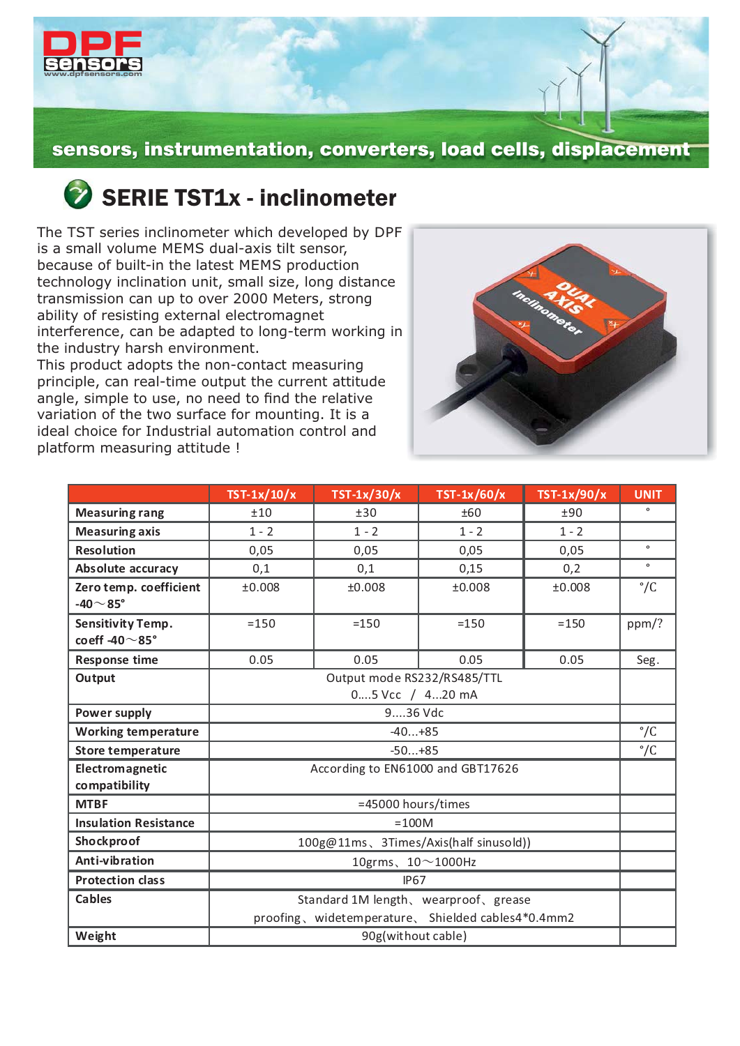sensors, instrumentation, converters, load cells, displacement

# SERIE TST1x - inclinometer

The TST series inclinometer which developed by DPF is a small volume MEMS dual-axis tilt sensor, because of built-in the latest MEMS production technology inclination unit, small size, long distance transmission can up to over 2000 Meters, strong ability of resisting external electromagnet interference, can be adapted to long-term working in the industry harsh environment.
This product adopts the non-contact measuring principle, can real-time output the current attitude angle, simple to use, no need to find the relative variation of the two surface for mounting. It is a ideal choice for Industrial automation control and platform measuring attitude !

| | TST-1x/10/x | TST-1x/30/x | TST-1x/60/x | TST-1x/90/x | UNIT |
|---|---|---|---|---|---|
| **Measuring rang** | ±10 | ±30 | ±60 | ±90 | ° |
| **Measuring axis** | 1 - 2 | 1 - 2 | 1 - 2 | 1 - 2 | |
| **Resolution** | 0,05 | 0,05 | 0,05 | 0,05 | ° |
| **Absolute accuracy** | 0,1 | 0,1 | 0,15 | 0,2 | ° |
| **Zero temp. coefficient -40～85°** | ±0.008 | ±0.008 | ±0.008 | ±0.008 | °/C |
| **Sensitivity Temp. coeff -40～85°** | =150 | =150 | =150 | =150 | ppm/? |
| **Response time** | 0.05 | 0.05 | 0.05 | 0.05 | Seg. |
| **Output** | Output mode RS232/RS485/TTL 0....5 Vcc / 4...20 mA | | | | |
| **Power supply** | 9....36 Vdc | | | | |
| **Working temperature** | -40...+85 | | | | °/C |
| **Store temperature** | -50...+85 | | | | °/C |
| **Electromagnetic compatibility** | According to EN61000 and GBT17626 | | | | |
| **MTBF** | =45000 hours/times | | | | |
| **Insulation Resistance** | =100M | | | | |
| **Shockproof** | 100g@11ms、3Times/Axis(half sinusold)) | | | | |
| **Anti-vibration** | 10grms、10～1000Hz | | | | |
| **Protection class** | IP67 | | | | |
| **Cables** | Standard 1M length、wearproof、grease proofing、widetemperature、Shielded cables4*0.4mm2 | | | | |
| **Weight** | 90g(without cable) | | | | |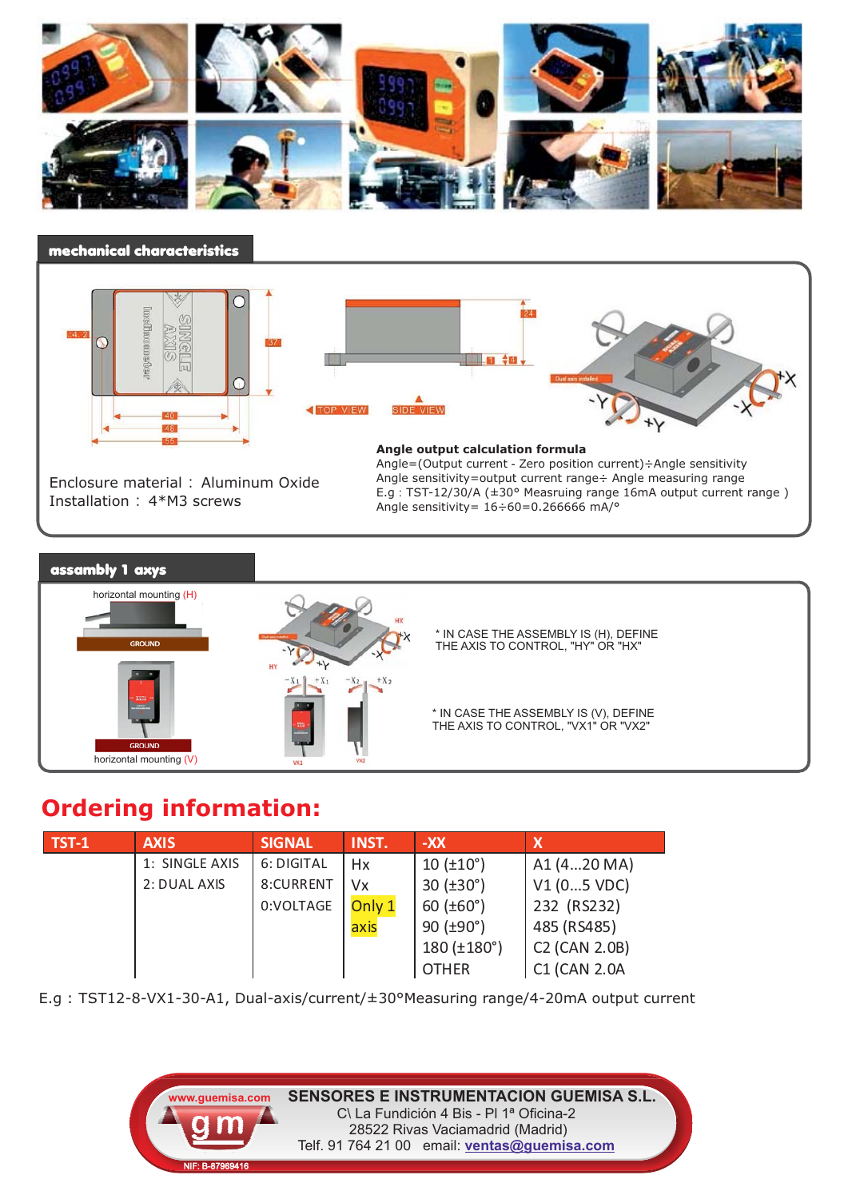## mechanical characteristics

Enclosure material : Aluminum Oxide
Installation : 4*M3 screws

**Angle output calculation formula**

Angle=(Output current - Zero position current)÷Angle sensitivity
Angle sensitivity=output current range÷ Angle measuring range
E.g : TST-12/30/A (±30° Measruing range 16mA output current range )
Angle sensitivity= 16÷60=0.266666 mA/°

## assambly 1 axys

horizontal mounting (H)

horizontal mounting (V)

* IN CASE THE ASSEMBLY IS (H), DEFINE THE AXIS TO CONTROL, "HY" OR "HX"

* IN CASE THE ASSEMBLY IS (V), DEFINE THE AXIS TO CONTROL, "VX1" OR "VX2"

# Ordering information:

| TST-1 | AXIS | SIGNAL | INST. | -XX | X |
|---|---|---|---|---|---|
| | 1: SINGLE AXIS | 6: DIGITAL | Hx | 10 (±10°) | A1 (4...20 MA) |
| | 2: DUAL AXIS | 8:CURRENT | Vx | 30 (±30°) | V1 (0...5 VDC) |
| | | 0:VOLTAGE | Only 1 axis | 60 (±60°) | 232 (RS232) |
| | | | | 90 (±90°) | 485 (RS485) |
| | | | | 180 (±180°) | C2 (CAN 2.0B) |
| | | | | OTHER | C1 (CAN 2.0A |

E.g : TST12-8-VX1-30-A1, Dual-axis/current/±30°Measuring range/4-20mA output current

www.guemisa.com

**SENSORES E INSTRUMENTACION GUEMISA S.L.**
C\ La Fundición 4 Bis - Pl 1ª Oficina-2
28522 Rivas Vaciamadrid (Madrid)
Telf. 91 764 21 00 email: ventas@guemisa.com

NIF: B-87969416